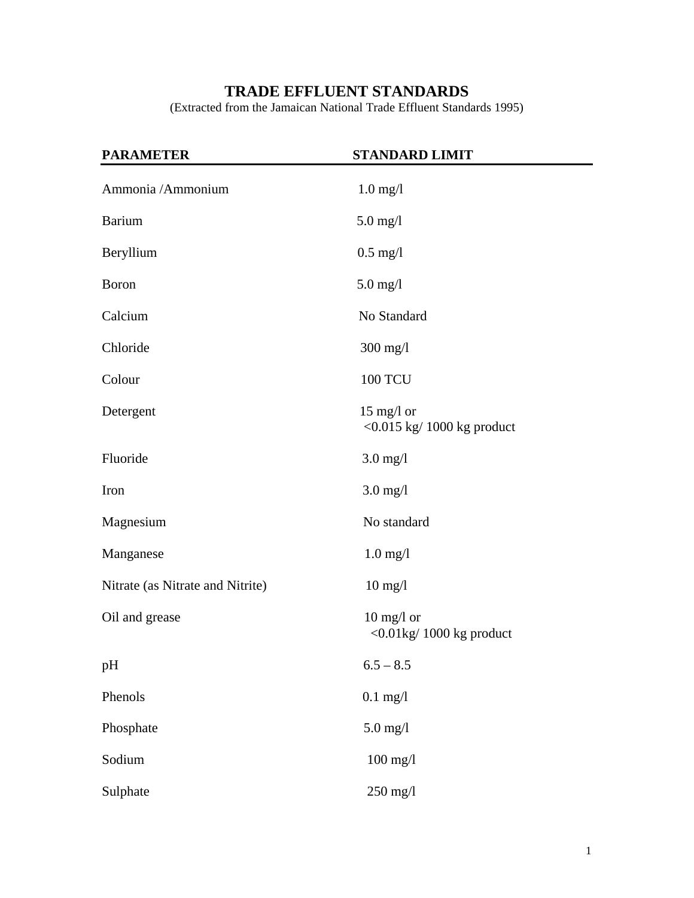# TRADE EFFLUENT STANDARDS

(Extracted from the Jamaican National Trade Effluent Standards 1995)

| PARAMETER | STANDARD LIMIT |
|---|---|
| Ammonia /Ammonium | 1.0 mg/l |
| Barium | 5.0 mg/l |
| Beryllium | 0.5 mg/l |
| Boron | 5.0 mg/l |
| Calcium | No Standard |
| Chloride | 300 mg/l |
| Colour | 100 TCU |
| Detergent | 15 mg/l or <0.015 kg/ 1000 kg product |
| Fluoride | 3.0 mg/l |
| Iron | 3.0 mg/l |
| Magnesium | No standard |
| Manganese | 1.0 mg/l |
| Nitrate (as Nitrate and Nitrite) | 10 mg/l |
| Oil and grease | 10 mg/l or <0.01kg/ 1000 kg product |
| pH | 6.5 – 8.5 |
| Phenols | 0.1 mg/l |
| Phosphate | 5.0 mg/l |
| Sodium | 100 mg/l |
| Sulphate | 250 mg/l |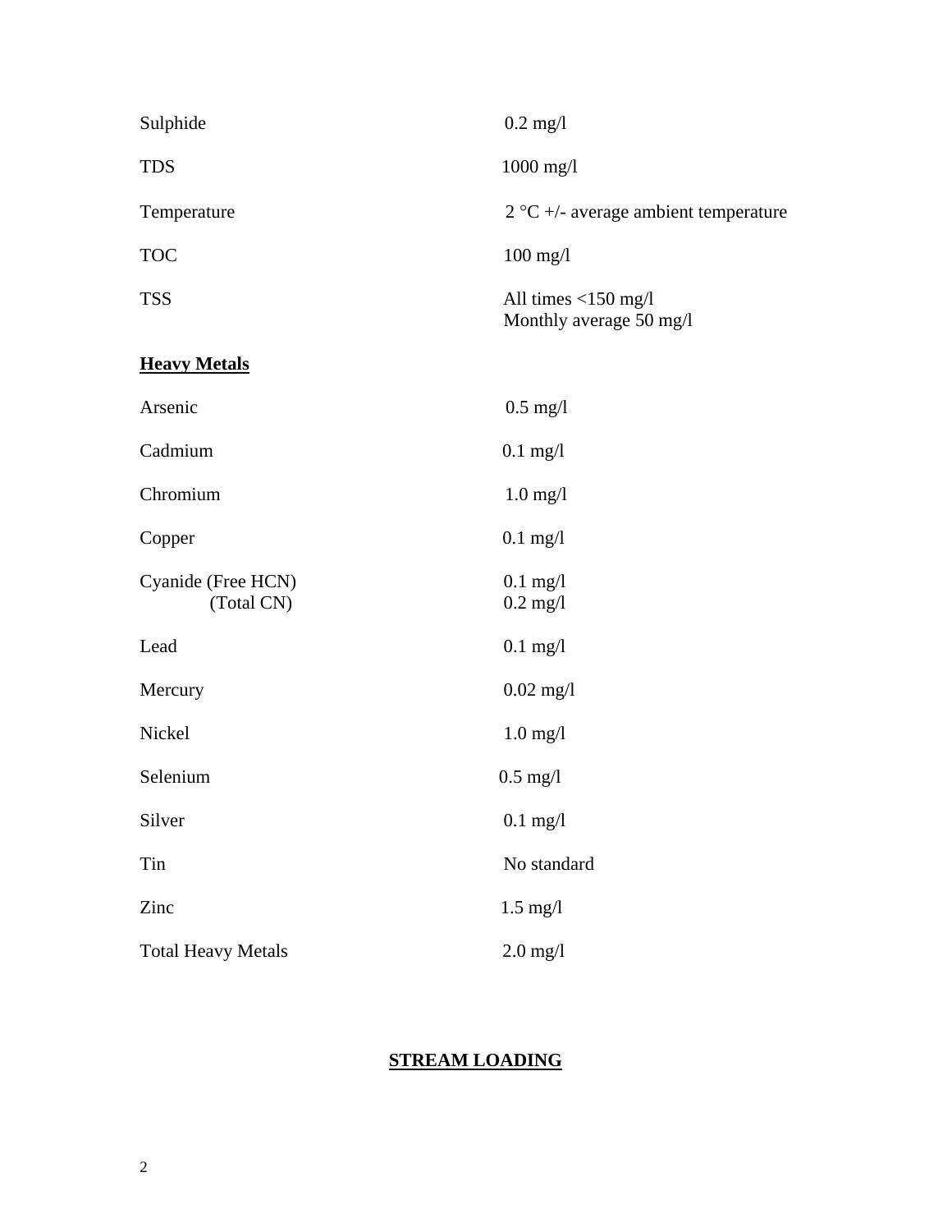| | |
|---|---|
| Sulphide | 0.2 mg/l |
| TDS | 1000 mg/l |
| Temperature | 2 °C +/- average ambient temperature |
| TOC | 100 mg/l |
| TSS | All times <150 mg/l<br>Monthly average 50 mg/l |

**Heavy Metals**

| | |
|---|---|
| Arsenic | 0.5 mg/l |
| Cadmium | 0.1 mg/l |
| Chromium | 1.0 mg/l |
| Copper | 0.1 mg/l |
| Cyanide (Free HCN)<br>(Total CN) | 0.1 mg/l<br>0.2 mg/l |
| Lead | 0.1 mg/l |
| Mercury | 0.02 mg/l |
| Nickel | 1.0 mg/l |
| Selenium | 0.5 mg/l |
| Silver | 0.1 mg/l |
| Tin | No standard |
| Zinc | 1.5 mg/l |
| Total Heavy Metals | 2.0 mg/l |

**STREAM LOADING**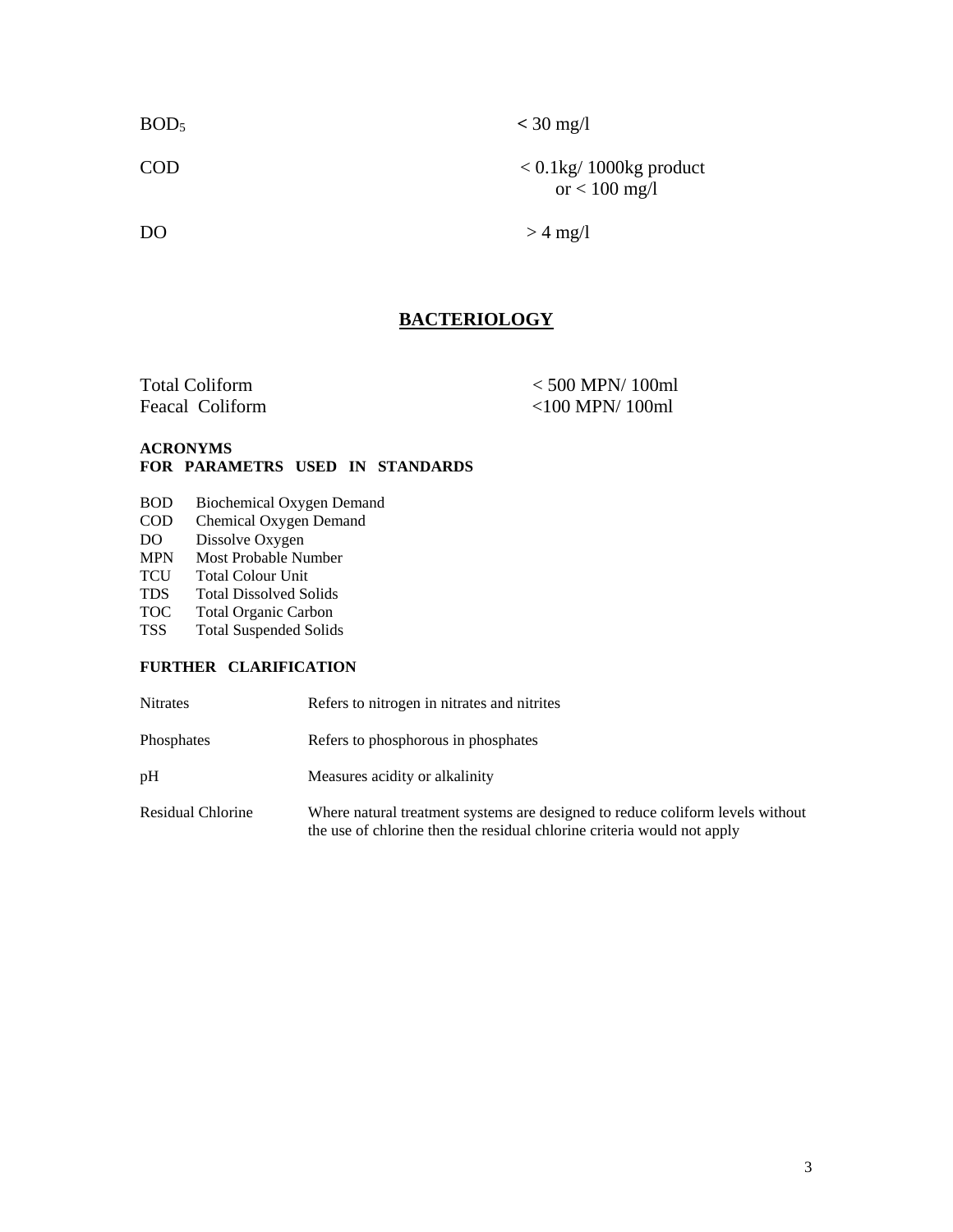| | |
|---|---|
| $BOD_5$ | < 30 mg/l |
| COD | < 0.1kg/ 1000kg product or < 100 mg/l |
| DO | > 4 mg/l |

## BACTERIOLOGY

| | |
|---|---|
| Total Coliform | < 500 MPN/ 100ml |
| Feacal Coliform | <100 MPN/ 100ml |

**ACRONYMS**
**FOR PARAMETRS USED IN STANDARDS**

| | |
|---|---|
| BOD | Biochemical Oxygen Demand |
| COD | Chemical Oxygen Demand |
| DO | Dissolve Oxygen |
| MPN | Most Probable Number |
| TCU | Total Colour Unit |
| TDS | Total Dissolved Solids |
| TOC | Total Organic Carbon |
| TSS | Total Suspended Solids |

**FURTHER CLARIFICATION**

| | |
|---|---|
| Nitrates | Refers to nitrogen in nitrates and nitrites |
| Phosphates | Refers to phosphorous in phosphates |
| pH | Measures acidity or alkalinity |
| Residual Chlorine | Where natural treatment systems are designed to reduce coliform levels without the use of chlorine then the residual chlorine criteria would not apply |